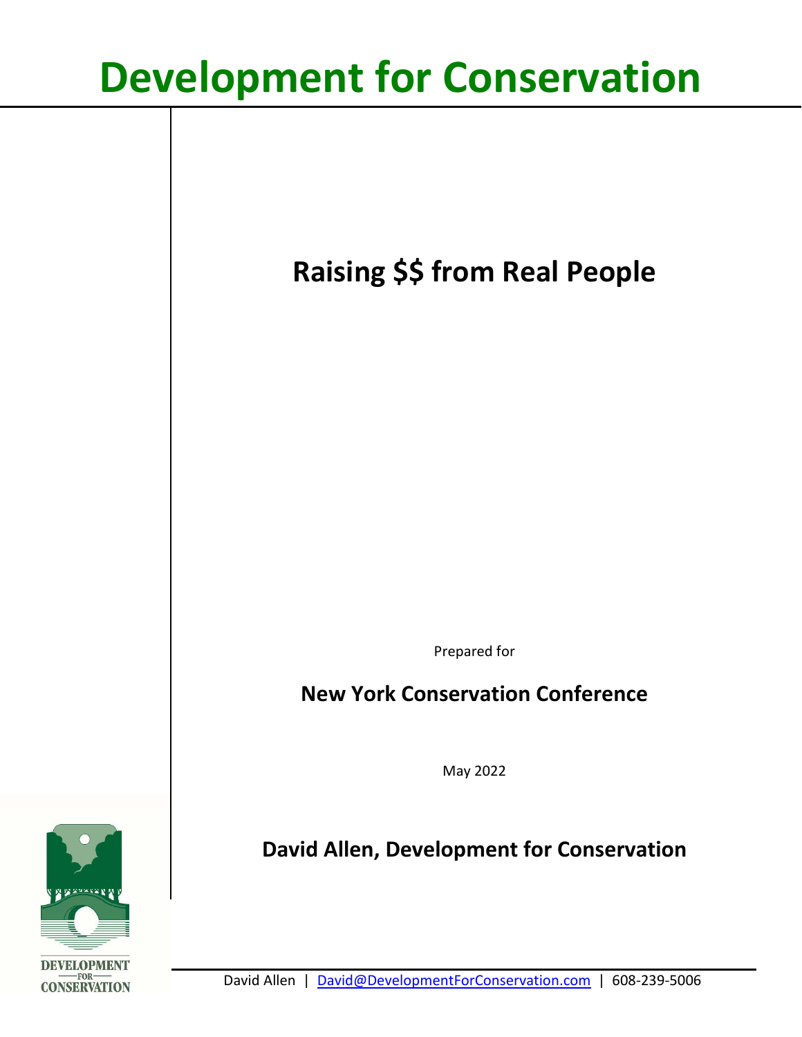# Development for Conservation

## Raising $$ from Real People

Prepared for

**New York Conservation Conference**

May 2022

**David Allen, Development for Conservation**

DEVELOPMENT FOR CONSERVATION

David Allen | David@DevelopmentForConservation.com | 608-239-5006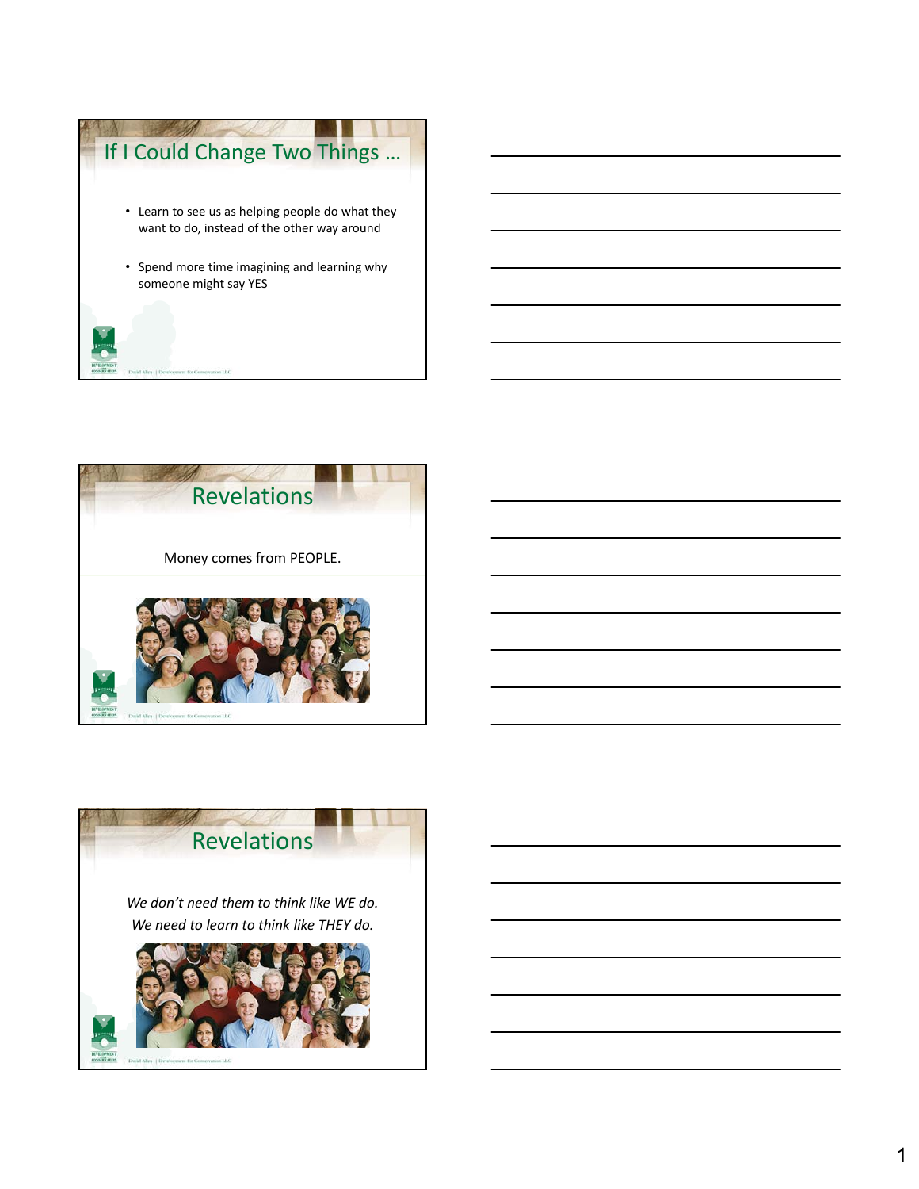## If I Could Change Two Things …

- Learn to see us as helping people do what they want to do, instead of the other way around
- Spend more time imagining and learning why someone might say YES

## Revelations

Money comes from PEOPLE.

## Revelations

*We don't need them to think like WE do.*

*We need to learn to think like THEY do.*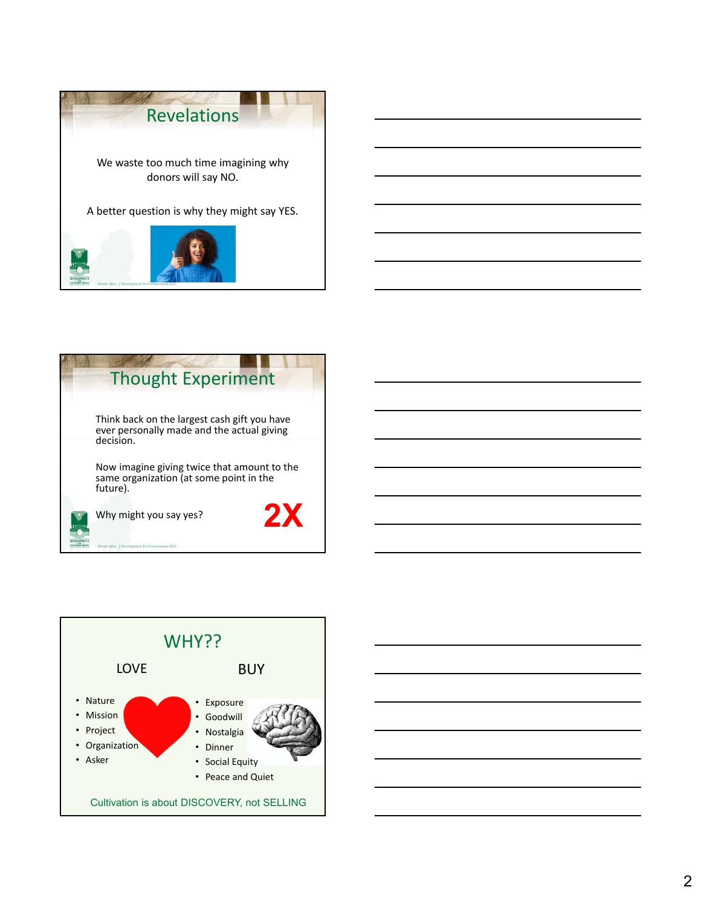## Revelations

We waste too much time imagining why donors will say NO.

A better question is why they might say YES.

## Thought Experiment

Think back on the largest cash gift you have ever personally made and the actual giving decision.

Now imagine giving twice that amount to the same organization (at some point in the future).

Why might you say yes?

**2X**

## WHY??

| LOVE | BUY |
| --- | --- |
| Nature | Exposure |
| Mission | Goodwill |
| Project | Nostalgia |
| Organization | Dinner |
| Asker | Social Equity |
| | Peace and Quiet |

Cultivation is about DISCOVERY, not SELLING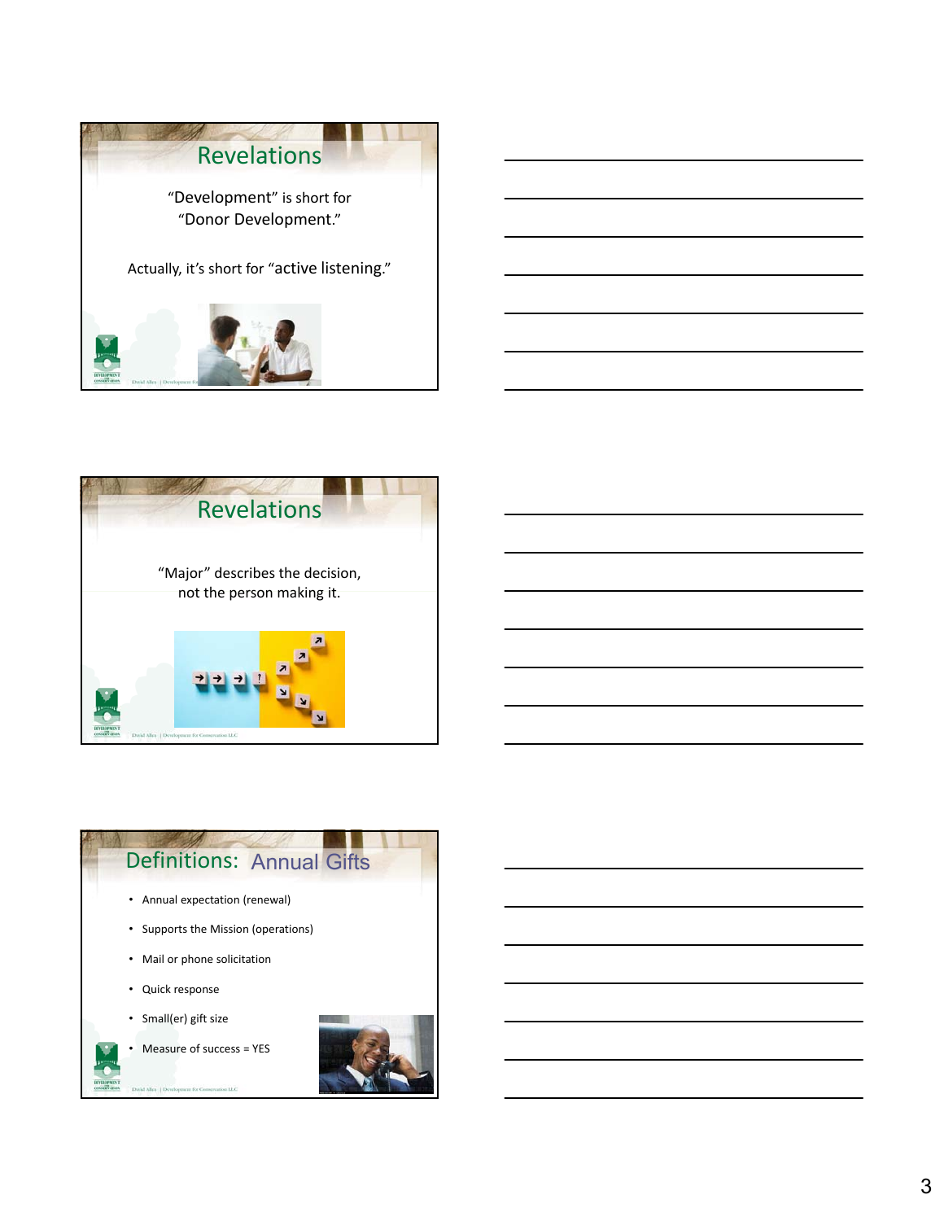## Revelations

"Development" is short for "Donor Development."

Actually, it's short for "active listening."

## Revelations

"Major" describes the decision, not the person making it.

## Definitions: Annual Gifts

- Annual expectation (renewal)
- Supports the Mission (operations)
- Mail or phone solicitation
- Quick response
- Small(er) gift size
- Measure of success = YES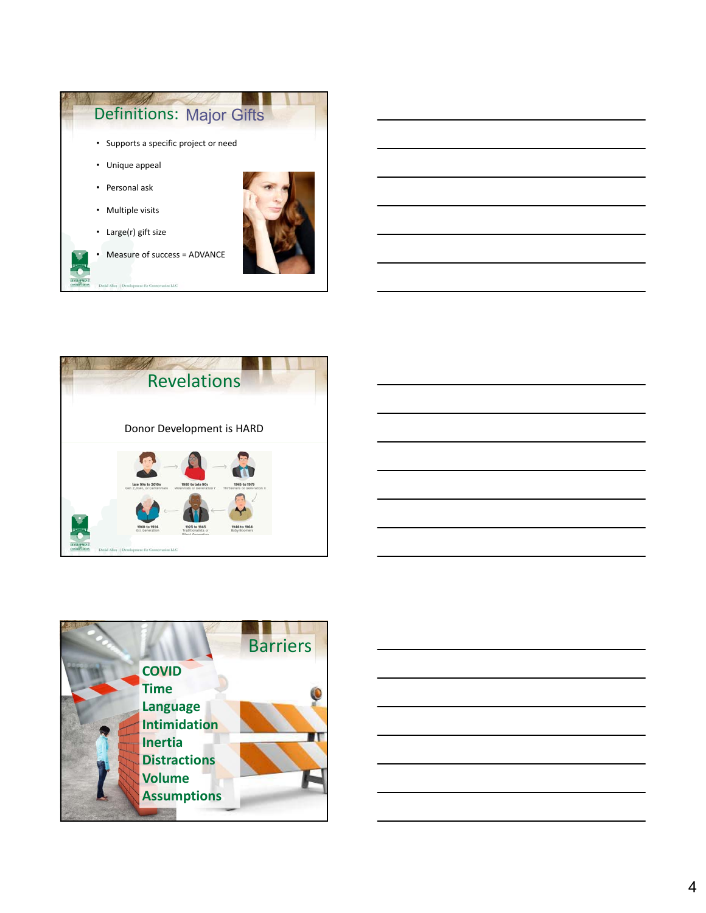## Definitions: Major Gifts

- Supports a specific project or need
- Unique appeal
- Personal ask
- Multiple visits
- Large(r) gift size
- Measure of success = ADVANCE

## Revelations

Donor Development is HARD

late 90s to 2010s
Gen Z, iGen, or Centennials

1980 to late 90s
Millennials or Generation Y

1965 to 1979
Thirteeners or Generation X

1900 to 1924
G.I. Generation

1925 to 1945
Traditionalists or Silent Generation

1946 to 1964
Baby Boomers

## Barriers

**COVID**
**Time**
**Language**
**Intimidation**
**Inertia**
**Distractions**
**Volume**
**Assumptions**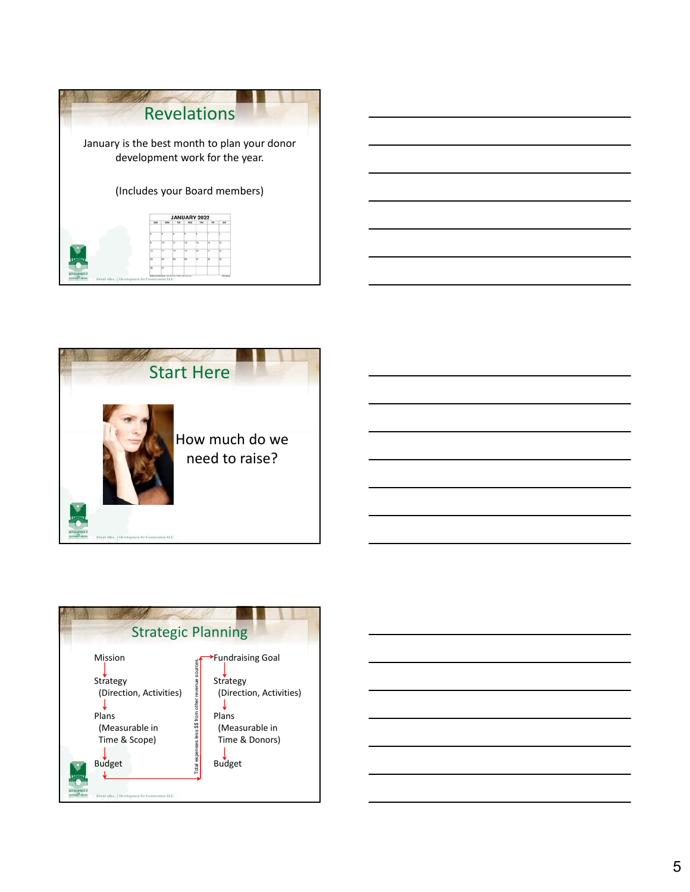## Revelations

January is the best month to plan your donor development work for the year.

(Includes your Board members)

## Start Here

How much do we need to raise?

## Strategic Planning

Mission
↓
Strategy
(Direction, Activities)
↓
Plans
(Measurable in Time & Scope)
↓
Budget

Total expenses less $$ from other revenue sources →

Fundraising Goal
↓
Strategy
(Direction, Activities)
↓
Plans
(Measurable in Time & Donors)
↓
Budget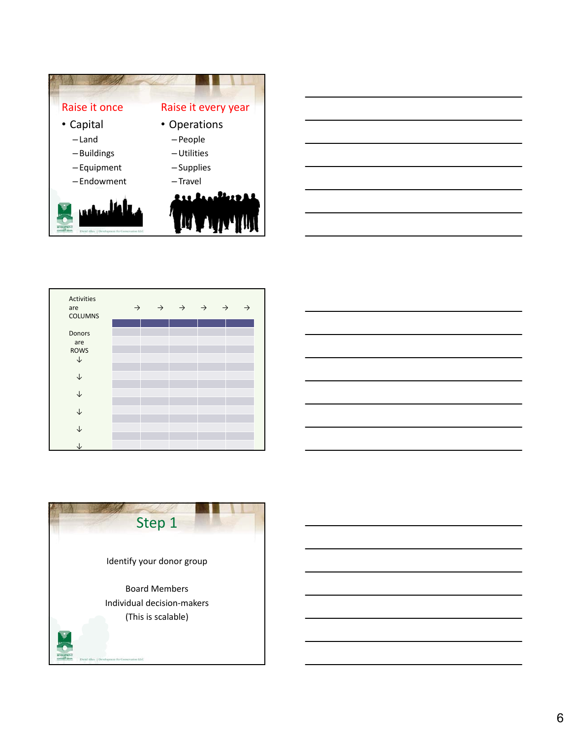| Raise it once | Raise it every year |
|---|---|
| • Capital | • Operations |
| – Land | – People |
| – Buildings | – Utilities |
| – Equipment | – Supplies |
| – Endowment | – Travel |

David Allen | Development for Conservation LLC

Activities are COLUMNS → → → → → →

Donors are ROWS ↓ ↓ ↓ ↓ ↓ ↓

## Step 1

Identify your donor group

Board Members
Individual decision-makers
(This is scalable)

David Allen | Development for Conservation LLC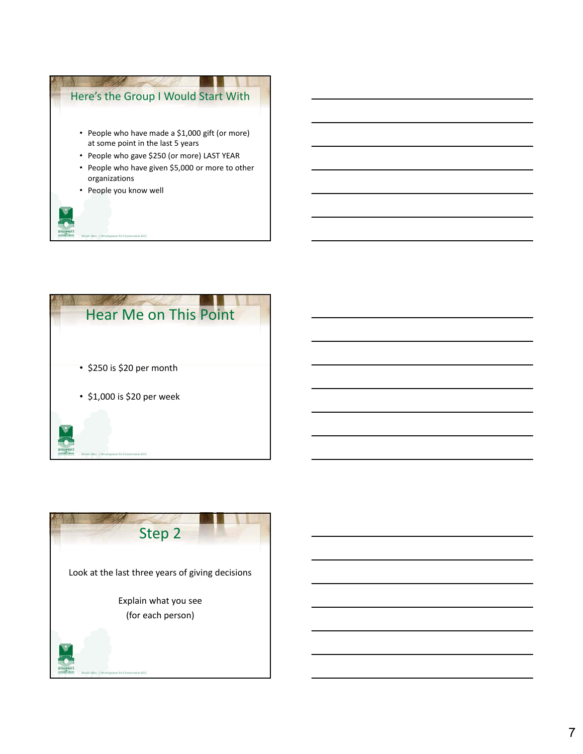## Here's the Group I Would Start With

- People who have made a $1,000 gift (or more) at some point in the last 5 years
- People who gave $250 (or more) LAST YEAR
- People who have given $5,000 or more to other organizations
- People you know well

## Hear Me on This Point

- $250 is $20 per month
- $1,000 is $20 per week

## Step 2

Look at the last three years of giving decisions

Explain what you see
(for each person)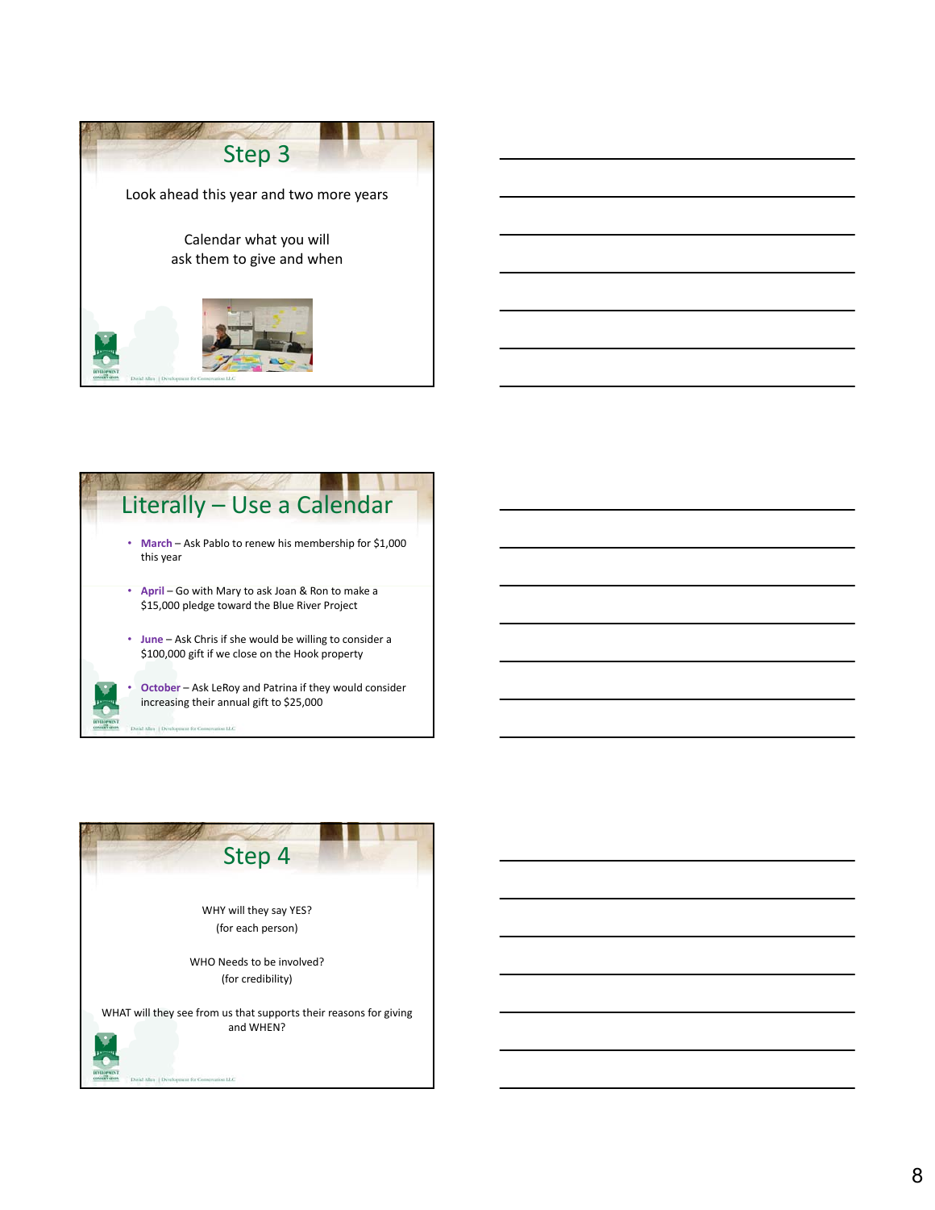## Step 3

Look ahead this year and two more years

Calendar what you will ask them to give and when

## Literally – Use a Calendar

- **March** – Ask Pablo to renew his membership for $1,000 this year
- **April** – Go with Mary to ask Joan & Ron to make a $15,000 pledge toward the Blue River Project
- **June** – Ask Chris if she would be willing to consider a $100,000 gift if we close on the Hook property
- **October** – Ask LeRoy and Patrina if they would consider increasing their annual gift to $25,000

## Step 4

WHY will they say YES?
(for each person)

WHO Needs to be involved?
(for credibility)

WHAT will they see from us that supports their reasons for giving and WHEN?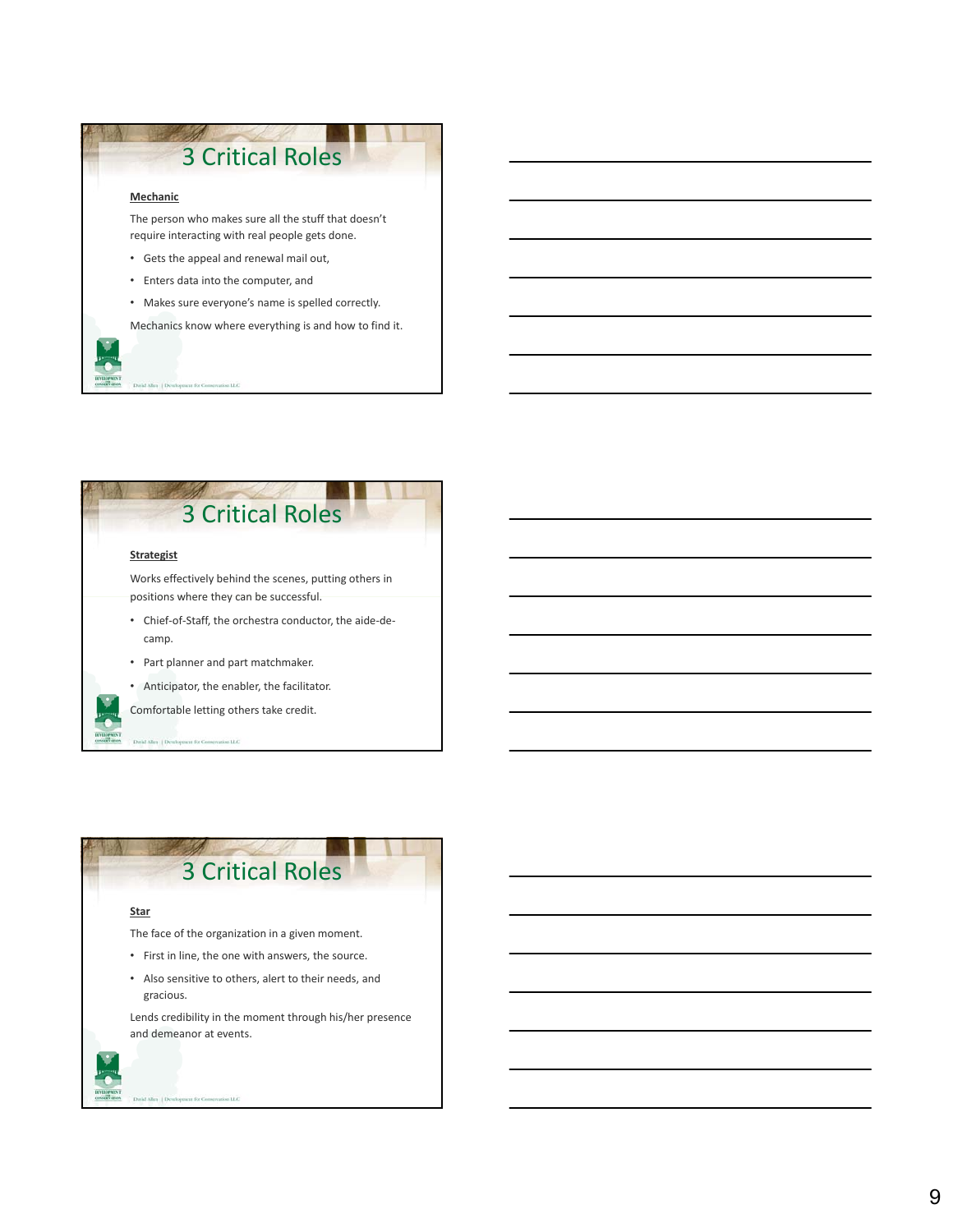## 3 Critical Roles

**Mechanic**

The person who makes sure all the stuff that doesn't require interacting with real people gets done.

- Gets the appeal and renewal mail out,
- Enters data into the computer, and
- Makes sure everyone's name is spelled correctly.

Mechanics know where everything is and how to find it.

David Allen | Development for Conservation LLC

## 3 Critical Roles

**Strategist**

Works effectively behind the scenes, putting others in positions where they can be successful.

- Chief-of-Staff, the orchestra conductor, the aide-de-camp.
- Part planner and part matchmaker.
- Anticipator, the enabler, the facilitator.

Comfortable letting others take credit.

David Allen | Development for Conservation LLC

## 3 Critical Roles

**Star**

The face of the organization in a given moment.

- First in line, the one with answers, the source.
- Also sensitive to others, alert to their needs, and gracious.

Lends credibility in the moment through his/her presence and demeanor at events.

David Allen | Development for Conservation LLC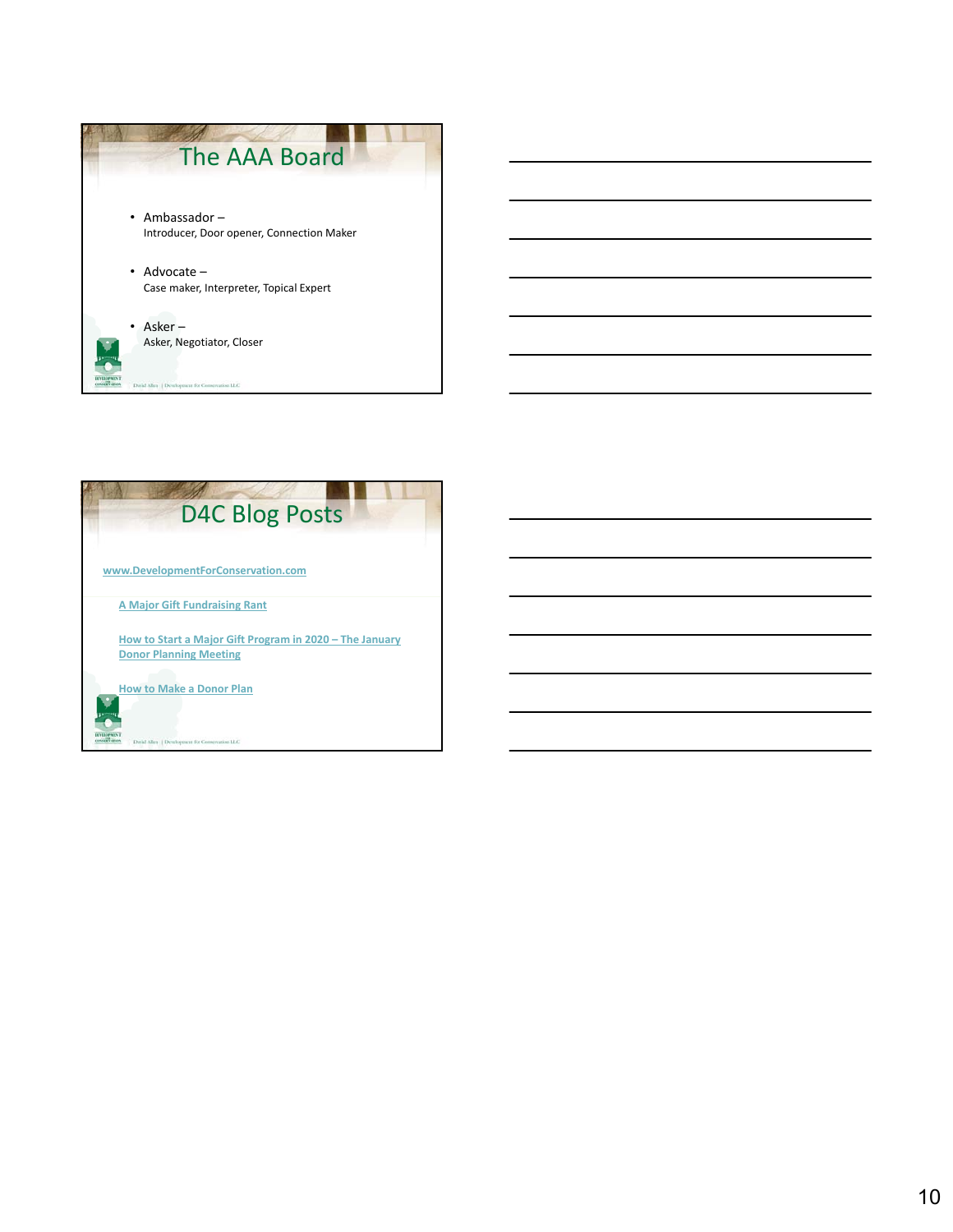## The AAA Board

- Ambassador –
  Introducer, Door opener, Connection Maker
- Advocate –
  Case maker, Interpreter, Topical Expert
- Asker –
  Asker, Negotiator, Closer

David Allen | Development for Conservation LLC

## D4C Blog Posts

www.DevelopmentForConservation.com

A Major Gift Fundraising Rant

How to Start a Major Gift Program in 2020 – The January Donor Planning Meeting

How to Make a Donor Plan

David Allen | Development for Conservation LLC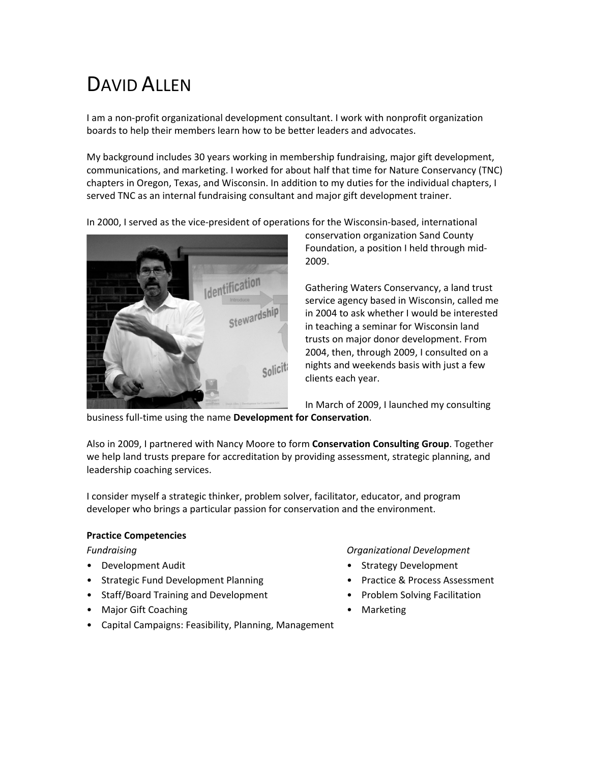# David Allen

I am a non-profit organizational development consultant. I work with nonprofit organization boards to help their members learn how to be better leaders and advocates.

My background includes 30 years working in membership fundraising, major gift development, communications, and marketing. I worked for about half that time for Nature Conservancy (TNC) chapters in Oregon, Texas, and Wisconsin. In addition to my duties for the individual chapters, I served TNC as an internal fundraising consultant and major gift development trainer.

In 2000, I served as the vice-president of operations for the Wisconsin-based, international conservation organization Sand County Foundation, a position I held through mid-2009.

Gathering Waters Conservancy, a land trust service agency based in Wisconsin, called me in 2004 to ask whether I would be interested in teaching a seminar for Wisconsin land trusts on major donor development. From 2004, then, through 2009, I consulted on a nights and weekends basis with just a few clients each year.

In March of 2009, I launched my consulting business full-time using the name **Development for Conservation**.

Also in 2009, I partnered with Nancy Moore to form **Conservation Consulting Group**. Together we help land trusts prepare for accreditation by providing assessment, strategic planning, and leadership coaching services.

I consider myself a strategic thinker, problem solver, facilitator, educator, and program developer who brings a particular passion for conservation and the environment.

**Practice Competencies**

*Fundraising*

- Development Audit
- Strategic Fund Development Planning
- Staff/Board Training and Development
- Major Gift Coaching
- Capital Campaigns: Feasibility, Planning, Management

*Organizational Development*

- Strategy Development
- Practice & Process Assessment
- Problem Solving Facilitation
- Marketing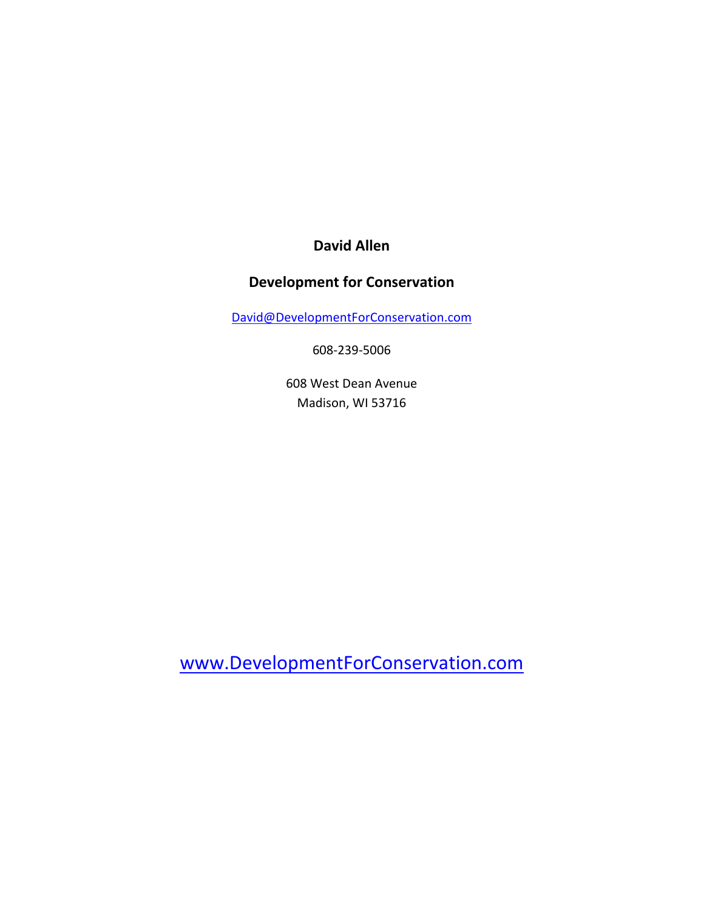**David Allen**

**Development for Conservation**

David@DevelopmentForConservation.com

608-239-5006

608 West Dean Avenue
Madison, WI 53716

www.DevelopmentForConservation.com